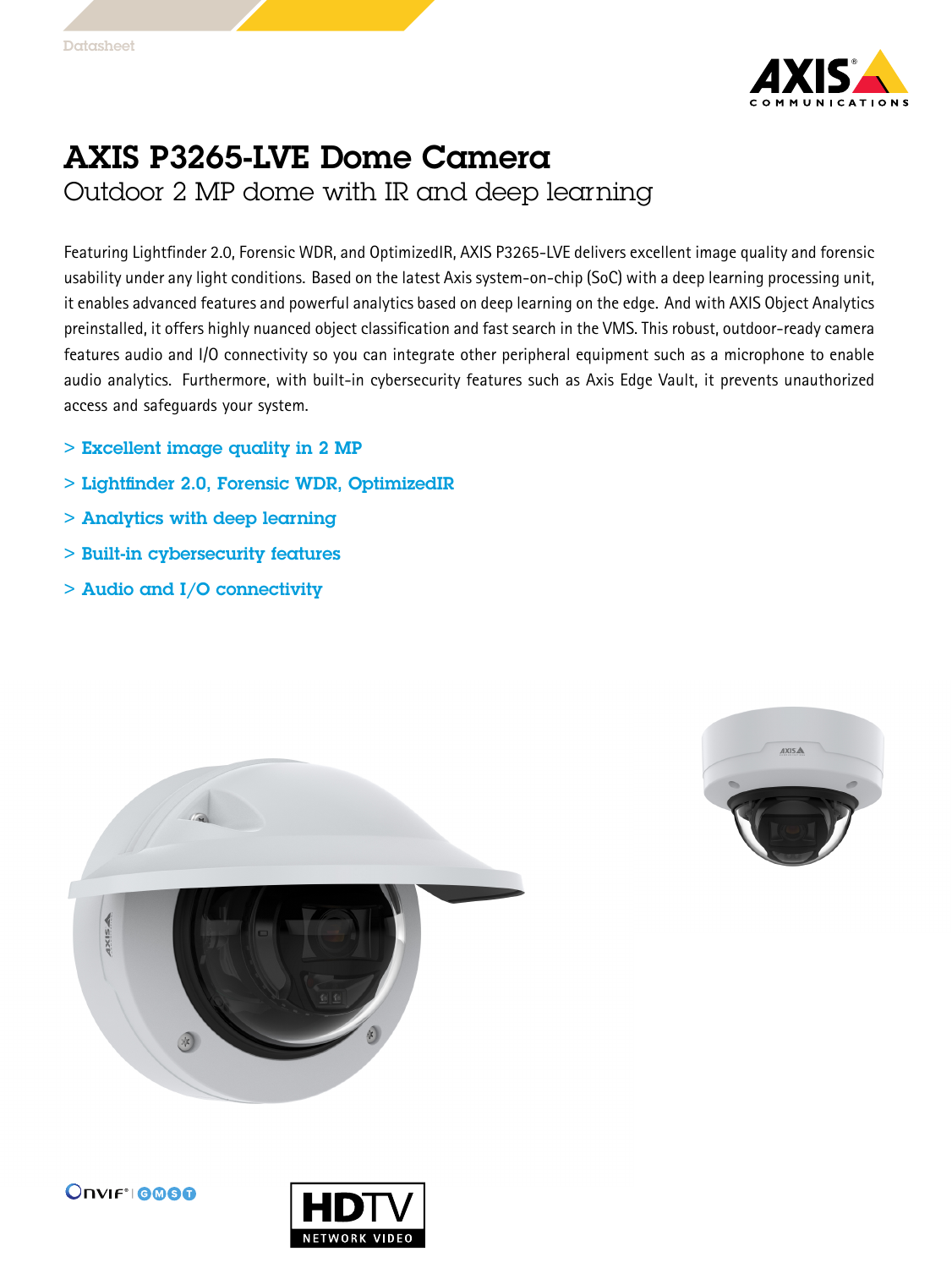Datasheet

# AXIS P3265-LVE Dome Camera

## Outdoor 2 MP dome with IR and deep learning

Featuring Lightfinder 2.0, Forensic WDR, and OptimizedIR, AXIS P3265-LVE delivers excellent image quality and forensic usability under any light conditions. Based on the latest Axis system-on-chip (SoC) with a deep learning processing unit, it enables advanced features and powerful analytics based on deep learning on the edge. And with AXIS Object Analytics preinstalled, it offers highly nuanced object classification and fast search in the VMS. This robust, outdoor-ready camera features audio and I/O connectivity so you can integrate other peripheral equipment such as a microphone to enable audio analytics. Furthermore, with built-in cybersecurity features such as Axis Edge Vault, it prevents unauthorized access and safeguards your system.

- > Excellent image quality in 2 MP
- > Lightfinder 2.0, Forensic WDR, OptimizedIR
- > Analytics with deep learning
- > Built-in cybersecurity features
- > Audio and I/O connectivity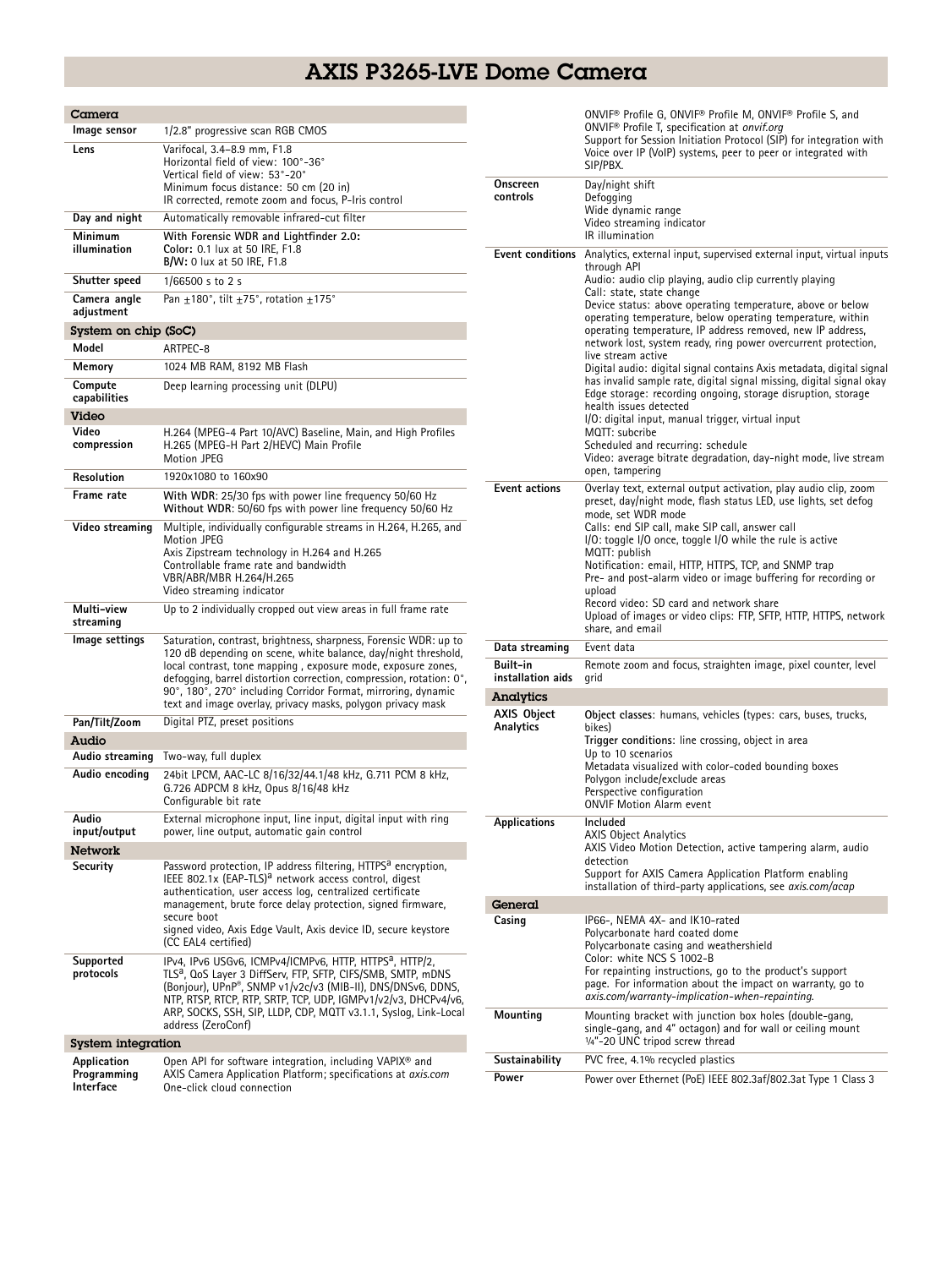# AXIS P3265-LVE Dome Camera

## Camera

| | |
|---|---|
| **Image sensor** | 1/2.8" progressive scan RGB CMOS |
| **Lens** | Varifocal, 3.4–8.9 mm, F1.8<br>Horizontal field of view: 100°-36°<br>Vertical field of view: 53°-20°<br>Minimum focus distance: 50 cm (20 in)<br>IR corrected, remote zoom and focus, P-Iris control |
| **Day and night** | Automatically removable infrared-cut filter |
| **Minimum illumination** | **With Forensic WDR and Lightfinder 2.0:**<br>**Color:** 0.1 lux at 50 IRE, F1.8<br>**B/W:** 0 lux at 50 IRE, F1.8 |
| **Shutter speed** | 1/66500 s to 2 s |
| **Camera angle adjustment** | Pan ±180°, tilt ±75°, rotation ±175° |

## System on chip (SoC)

| | |
|---|---|
| **Model** | ARTPEC-8 |
| **Memory** | 1024 MB RAM, 8192 MB Flash |
| **Compute capabilities** | Deep learning processing unit (DLPU) |

## Video

| | |
|---|---|
| **Video compression** | H.264 (MPEG-4 Part 10/AVC) Baseline, Main, and High Profiles<br>H.265 (MPEG-H Part 2/HEVC) Main Profile<br>Motion JPEG |
| **Resolution** | 1920x1080 to 160x90 |
| **Frame rate** | **With WDR**: 25/30 fps with power line frequency 50/60 Hz<br>**Without WDR**: 50/60 fps with power line frequency 50/60 Hz |
| **Video streaming** | Multiple, individually configurable streams in H.264, H.265, and Motion JPEG<br>Axis Zipstream technology in H.264 and H.265<br>Controllable frame rate and bandwidth<br>VBR/ABR/MBR H.264/H.265<br>Video streaming indicator |
| **Multi-view streaming** | Up to 2 individually cropped out view areas in full frame rate |
| **Image settings** | Saturation, contrast, brightness, sharpness, Forensic WDR: up to 120 dB depending on scene, white balance, day/night threshold, local contrast, tone mapping , exposure mode, exposure zones, defogging, barrel distortion correction, compression, rotation: 0°, 90°, 180°, 270° including Corridor Format, mirroring, dynamic text and image overlay, privacy masks, polygon privacy mask |
| **Pan/Tilt/Zoom** | Digital PTZ, preset positions |

## Audio

| | |
|---|---|
| **Audio streaming** | Two-way, full duplex |
| **Audio encoding** | 24bit LPCM, AAC-LC 8/16/32/44.1/48 kHz, G.711 PCM 8 kHz, G.726 ADPCM 8 kHz, Opus 8/16/48 kHz<br>Configurable bit rate |
| **Audio input/output** | External microphone input, line input, digital input with ring power, line output, automatic gain control |

## Network

| | |
|---|---|
| **Security** | Password protection, IP address filtering, HTTPS[a] encryption, IEEE 802.1x (EAP-TLS)[a] network access control, digest authentication, user access log, centralized certificate management, brute force delay protection, signed firmware, secure boot<br>signed video, Axis Edge Vault, Axis device ID, secure keystore (CC EAL4 certified) |
| **Supported protocols** | IPv4, IPv6 USGv6, ICMPv4/ICMPv6, HTTP, HTTPS[a], HTTP/2, TLS[a], QoS Layer 3 DiffServ, FTP, SFTP, CIFS/SMB, SMTP, mDNS (Bonjour), UPnP®, SNMP v1/v2c/v3 (MIB-II), DNS/DNSv6, DDNS, NTP, RTSP, RTCP, RTP, SRTP, TCP, UDP, IGMPv1/v2/v3, DHCPv4/v6, ARP, SOCKS, SSH, SIP, LLDP, CDP, MQTT v3.1.1, Syslog, Link-Local address (ZeroConf) |

## System integration

| | |
|---|---|
| **Application Programming Interface** | Open API for software integration, including VAPIX® and AXIS Camera Application Platform; specifications at *axis.com*<br>One-click cloud connection<br>ONVIF® Profile G, ONVIF® Profile M, ONVIF® Profile S, and ONVIF® Profile T, specification at *onvif.org*<br>Support for Session Initiation Protocol (SIP) for integration with Voice over IP (VoIP) systems, peer to peer or integrated with SIP/PBX. |
| **Onscreen controls** | Day/night shift<br>Defogging<br>Wide dynamic range<br>Video streaming indicator<br>IR illumination |
| **Event conditions** | Analytics, external input, supervised external input, virtual inputs through API<br>Audio: audio clip playing, audio clip currently playing<br>Call: state, state change<br>Device status: above operating temperature, above or below operating temperature, below operating temperature, within operating temperature, IP address removed, new IP address, network lost, system ready, ring power overcurrent protection, live stream active<br>Digital audio: digital signal contains Axis metadata, digital signal has invalid sample rate, digital signal missing, digital signal okay<br>Edge storage: recording ongoing, storage disruption, storage health issues detected<br>I/O: digital input, manual trigger, virtual input<br>MQTT: subcribe<br>Scheduled and recurring: schedule<br>Video: average bitrate degradation, day-night mode, live stream open, tampering |
| **Event actions** | Overlay text, external output activation, play audio clip, zoom preset, day/night mode, flash status LED, use lights, set defog mode, set WDR mode<br>Calls: end SIP call, make SIP call, answer call<br>I/O: toggle I/O once, toggle I/O while the rule is active<br>MQTT: publish<br>Notification: email, HTTP, HTTPS, TCP, and SNMP trap<br>Pre- and post-alarm video or image buffering for recording or upload<br>Record video: SD card and network share<br>Upload of images or video clips: FTP, SFTP, HTTP, HTTPS, network share, and email |
| **Data streaming** | Event data |
| **Built-in installation aids** | Remote zoom and focus, straighten image, pixel counter, level grid |

## Analytics

| | |
|---|---|
| **AXIS Object Analytics** | **Object classes**: humans, vehicles (types: cars, buses, trucks, bikes)<br>**Trigger conditions**: line crossing, object in area<br>Up to 10 scenarios<br>Metadata visualized with color-coded bounding boxes<br>Polygon include/exclude areas<br>Perspective configuration<br>ONVIF Motion Alarm event |
| **Applications** | Included<br>AXIS Object Analytics<br>AXIS Video Motion Detection, active tampering alarm, audio detection<br>Support for AXIS Camera Application Platform enabling installation of third-party applications, see *axis.com/acap* |

## General

| | |
|---|---|
| **Casing** | IP66-, NEMA 4X- and IK10-rated<br>Polycarbonate hard coated dome<br>Polycarbonate casing and weathershield<br>Color: white NCS S 1002-B<br>For repainting instructions, go to the product's support page. For information about the impact on warranty, go to *axis.com/warranty-implication-when-repainting*. |
| **Mounting** | Mounting bracket with junction box holes (double-gang, single-gang, and 4" octagon) and for wall or ceiling mount<br>¼"-20 UNC tripod screw thread |
| **Sustainability** | PVC free, 4.1% recycled plastics |
| **Power** | Power over Ethernet (PoE) IEEE 802.3af/802.3at Type 1 Class 3 |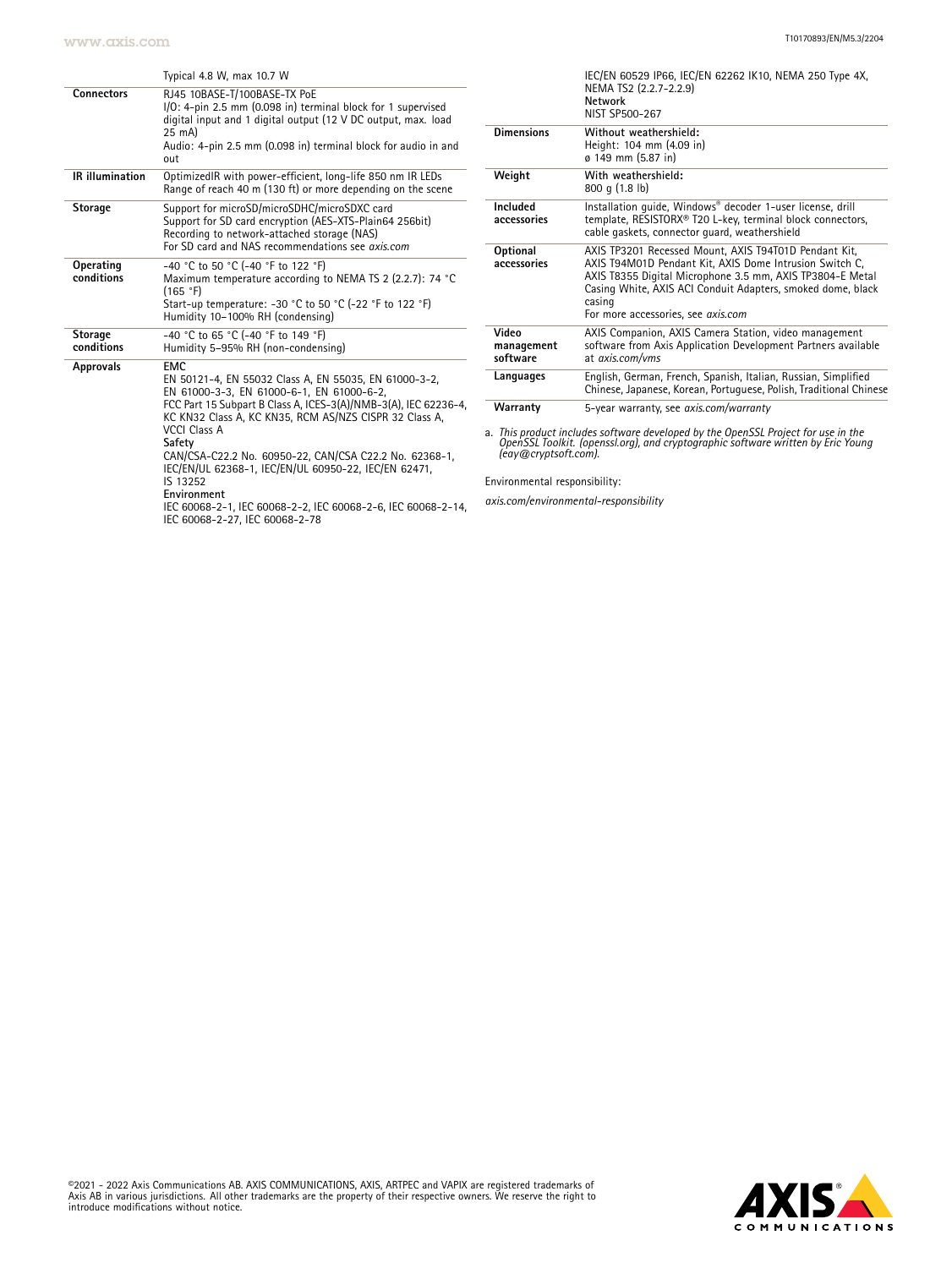| | |
|---|---|
| | Typical 4.8 W, max 10.7 W |
| **Connectors** | RJ45 10BASE-T/100BASE-TX PoE<br>I/O: 4-pin 2.5 mm (0.098 in) terminal block for 1 supervised digital input and 1 digital output (12 V DC output, max. load 25 mA)<br>Audio: 4-pin 2.5 mm (0.098 in) terminal block for audio in and out |
| **IR illumination** | OptimizedIR with power-efficient, long-life 850 nm IR LEDs<br>Range of reach 40 m (130 ft) or more depending on the scene |
| **Storage** | Support for microSD/microSDHC/microSDXC card<br>Support for SD card encryption (AES-XTS-Plain64 256bit)<br>Recording to network-attached storage (NAS)<br>For SD card and NAS recommendations see *axis.com* |
| **Operating conditions** | -40 °C to 50 °C (-40 °F to 122 °F)<br>Maximum temperature according to NEMA TS 2 (2.2.7): 74 °C (165 °F)<br>Start-up temperature: -30 °C to 50 °C (-22 °F to 122 °F)<br>Humidity 10–100% RH (condensing) |
| **Storage conditions** | -40 °C to 65 °C (-40 °F to 149 °F)<br>Humidity 5–95% RH (non-condensing) |
| **Approvals** | **EMC**<br>EN 50121-4, EN 55032 Class A, EN 55035, EN 61000-3-2, EN 61000-3-3, EN 61000-6-1, EN 61000-6-2,<br>FCC Part 15 Subpart B Class A, ICES-3(A)/NMB-3(A), IEC 62236-4, KC KN32 Class A, KC KN35, RCM AS/NZS CISPR 32 Class A, VCCI Class A<br>**Safety**<br>CAN/CSA-C22.2 No. 60950-22, CAN/CSA C22.2 No. 62368-1, IEC/EN/UL 62368-1, IEC/EN/UL 60950-22, IEC/EN 62471, IS 13252<br>**Environment**<br>IEC 60068-2-1, IEC 60068-2-2, IEC 60068-2-6, IEC 60068-2-14, IEC 60068-2-27, IEC 60068-2-78<br>IEC/EN 60529 IP66, IEC/EN 62262 IK10, NEMA 250 Type 4X, NEMA TS2 (2.2.7-2.2.9)<br>**Network**<br>NIST SP500-267 |
| **Dimensions** | **Without weathershield:**<br>Height: 104 mm (4.09 in)<br>ø 149 mm (5.87 in) |
| **Weight** | **With weathershield:**<br>800 g (1.8 lb) |
| **Included accessories** | Installation guide, Windows® decoder 1-user license, drill template, RESISTORX® T20 L-key, terminal block connectors, cable gaskets, connector guard, weathershield |
| **Optional accessories** | AXIS TP3201 Recessed Mount, AXIS T94T01D Pendant Kit, AXIS T94M01D Pendant Kit, AXIS Dome Intrusion Switch C, AXIS T8355 Digital Microphone 3.5 mm, AXIS TP3804-E Metal Casing White, AXIS ACI Conduit Adapters, smoked dome, black casing<br>For more accessories, see *axis.com* |
| **Video management software** | AXIS Companion, AXIS Camera Station, video management software from Axis Application Development Partners available at *axis.com/vms* |
| **Languages** | English, German, French, Spanish, Italian, Russian, Simplified Chinese, Japanese, Korean, Portuguese, Polish, Traditional Chinese |
| **Warranty** | 5-year warranty, see *axis.com/warranty* |

a. *This product includes software developed by the OpenSSL Project for use in the OpenSSL Toolkit. (openssl.org), and cryptographic software written by Eric Young (eay@cryptsoft.com).*

Environmental responsibility:

*axis.com/environmental-responsibility*

©2021 - 2022 Axis Communications AB. AXIS COMMUNICATIONS, AXIS, ARTPEC and VAPIX are registered trademarks of Axis AB in various jurisdictions. All other trademarks are the property of their respective owners. We reserve the right to introduce modifications without notice.